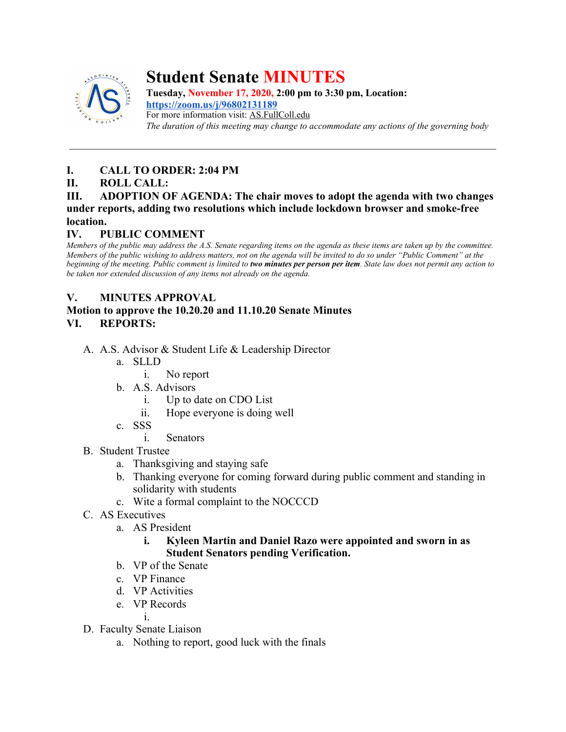# Student Senate MINUTES

**Tuesday, November 17, 2020, 2:00 pm to 3:30 pm, Location:**
**https://zoom.us/j/96802131189**
For more information visit: AS.FullColl.edu
*The duration of this meeting may change to accommodate any actions of the governing body*

---

**I. CALL TO ORDER: 2:04 PM**

**II. ROLL CALL:**

**III. ADOPTION OF AGENDA: The chair moves to adopt the agenda with two changes under reports, adding two resolutions which include lockdown browser and smoke-free location.**

**IV. PUBLIC COMMENT**

*Members of the public may address the A.S. Senate regarding items on the agenda as these items are taken up by the committee. Members of the public wishing to address matters, not on the agenda will be invited to do so under "Public Comment" at the beginning of the meeting. Public comment is limited to* ***two minutes per person per item****. State law does not permit any action to be taken nor extended discussion of any items not already on the agenda.*

**V. MINUTES APPROVAL**

**Motion to approve the 10.20.20 and 11.10.20 Senate Minutes**

**VI. REPORTS:**

A. A.S. Advisor & Student Life & Leadership Director
   a. SLLD
      i. No report
   b. A.S. Advisors
      i. Up to date on CDO List
      ii. Hope everyone is doing well
   c. SSS
      i. Senators
B. Student Trustee
   a. Thanksgiving and staying safe
   b. Thanking everyone for coming forward during public comment and standing in solidarity with students
   c. Wite a formal complaint to the NOCCCD
C. AS Executives
   a. AS President
      i. **Kyleen Martin and Daniel Razo were appointed and sworn in as Student Senators pending Verification.**
   b. VP of the Senate
   c. VP Finance
   d. VP Activities
   e. VP Records
      i.
D. Faculty Senate Liaison
   a. Nothing to report, good luck with the finals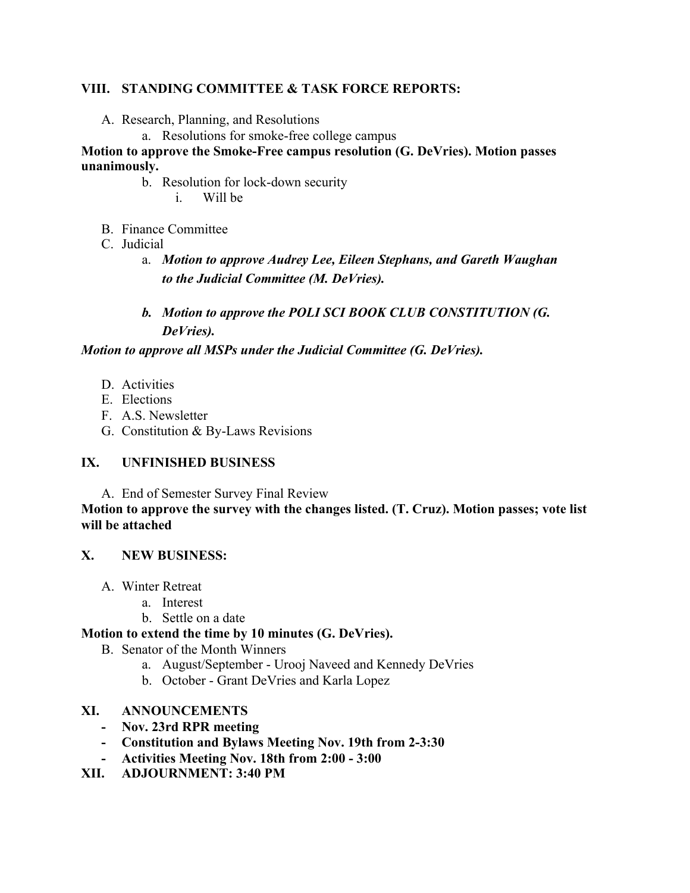## VIII. STANDING COMMITTEE & TASK FORCE REPORTS:

A. Research, Planning, and Resolutions
   a. Resolutions for smoke-free college campus

**Motion to approve the Smoke-Free campus resolution (G. DeVries). Motion passes unanimously.**

   b. Resolution for lock-down security
      i. Will be

B. Finance Committee

C. Judicial
   a. ***Motion to approve Audrey Lee, Eileen Stephans, and Gareth Waughan to the Judicial Committee (M. DeVries).***
   b. ***Motion to approve the POLI SCI BOOK CLUB CONSTITUTION (G. DeVries).***

***Motion to approve all MSPs under the Judicial Committee (G. DeVries).***

D. Activities

E. Elections

F. A.S. Newsletter

G. Constitution & By-Laws Revisions

## IX. UNFINISHED BUSINESS

A. End of Semester Survey Final Review

**Motion to approve the survey with the changes listed. (T. Cruz). Motion passes; vote list will be attached**

## X. NEW BUSINESS:

A. Winter Retreat
   a. Interest
   b. Settle on a date

**Motion to extend the time by 10 minutes (G. DeVries).**

B. Senator of the Month Winners
   a. August/September - Urooj Naveed and Kennedy DeVries
   b. October - Grant DeVries and Karla Lopez

## XI. ANNOUNCEMENTS

- **Nov. 23rd RPR meeting**
- **Constitution and Bylaws Meeting Nov. 19th from 2-3:30**
- **Activities Meeting Nov. 18th from 2:00 - 3:00**

## XII. ADJOURNMENT: 3:40 PM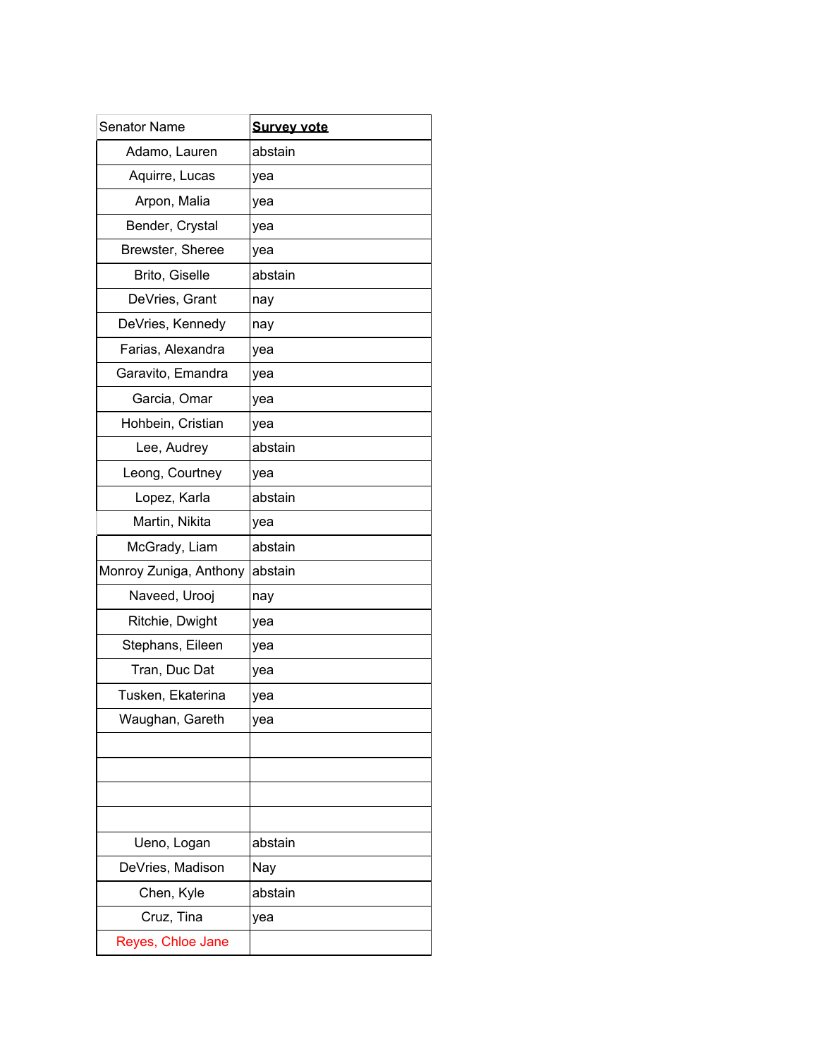| Senator Name | **Survey vote** |
| --- | --- |
| Adamo, Lauren | abstain |
| Aquirre, Lucas | yea |
| Arpon, Malia | yea |
| Bender, Crystal | yea |
| Brewster, Sheree | yea |
| Brito, Giselle | abstain |
| DeVries, Grant | nay |
| DeVries, Kennedy | nay |
| Farias, Alexandra | yea |
| Garavito, Emandra | yea |
| Garcia, Omar | yea |
| Hohbein, Cristian | yea |
| Lee, Audrey | abstain |
| Leong, Courtney | yea |
| Lopez, Karla | abstain |
| Martin, Nikita | yea |
| McGrady, Liam | abstain |
| Monroy Zuniga, Anthony | abstain |
| Naveed, Urooj | nay |
| Ritchie, Dwight | yea |
| Stephans, Eileen | yea |
| Tran, Duc Dat | yea |
| Tusken, Ekaterina | yea |
| Waughan, Gareth | yea |
| | |
| | |
| | |
| | |
| Ueno, Logan | abstain |
| DeVries, Madison | Nay |
| Chen, Kyle | abstain |
| Cruz, Tina | yea |
| Reyes, Chloe Jane | |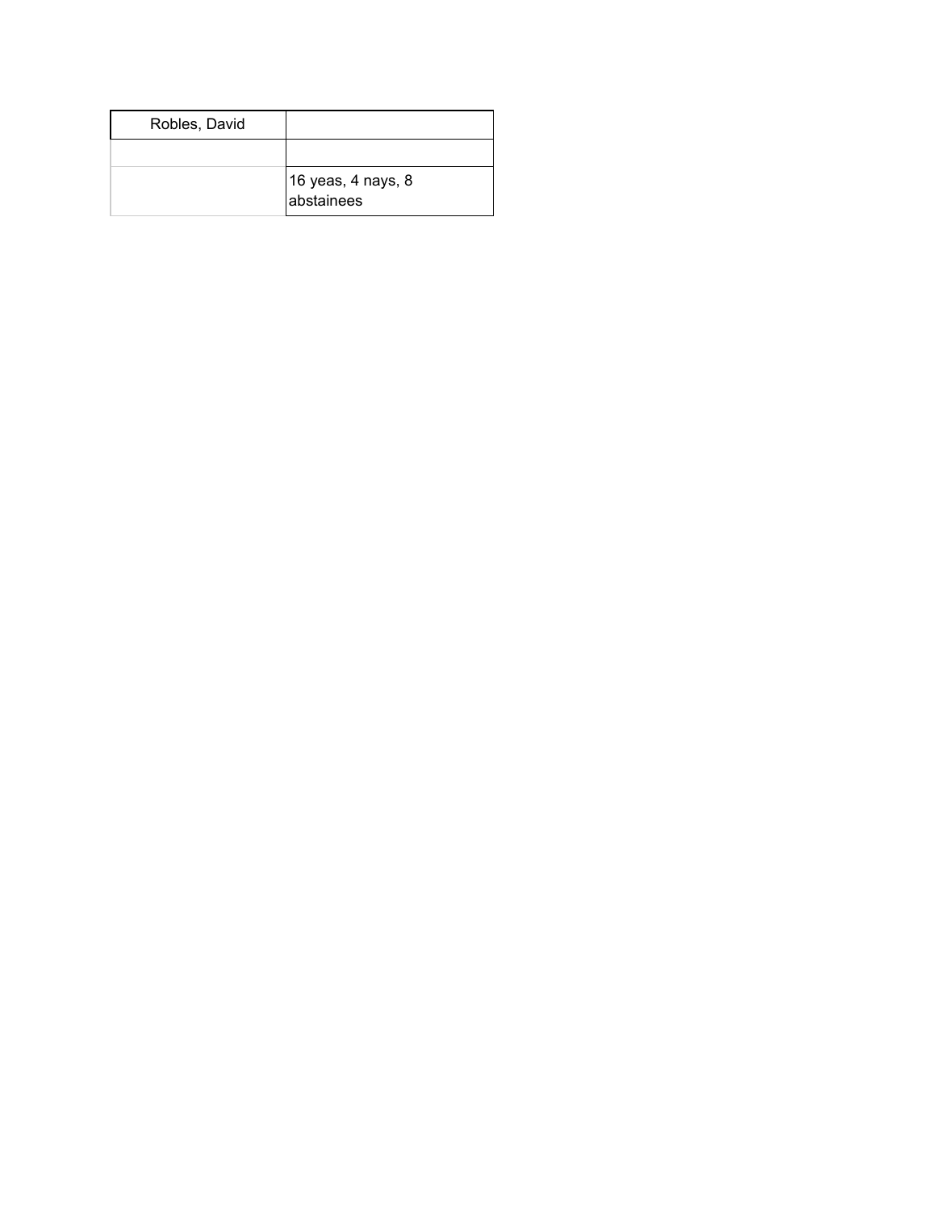| | |
|---|---|
| Robles, David | |
| | |
| | 16 yeas, 4 nays, 8 abstainees |